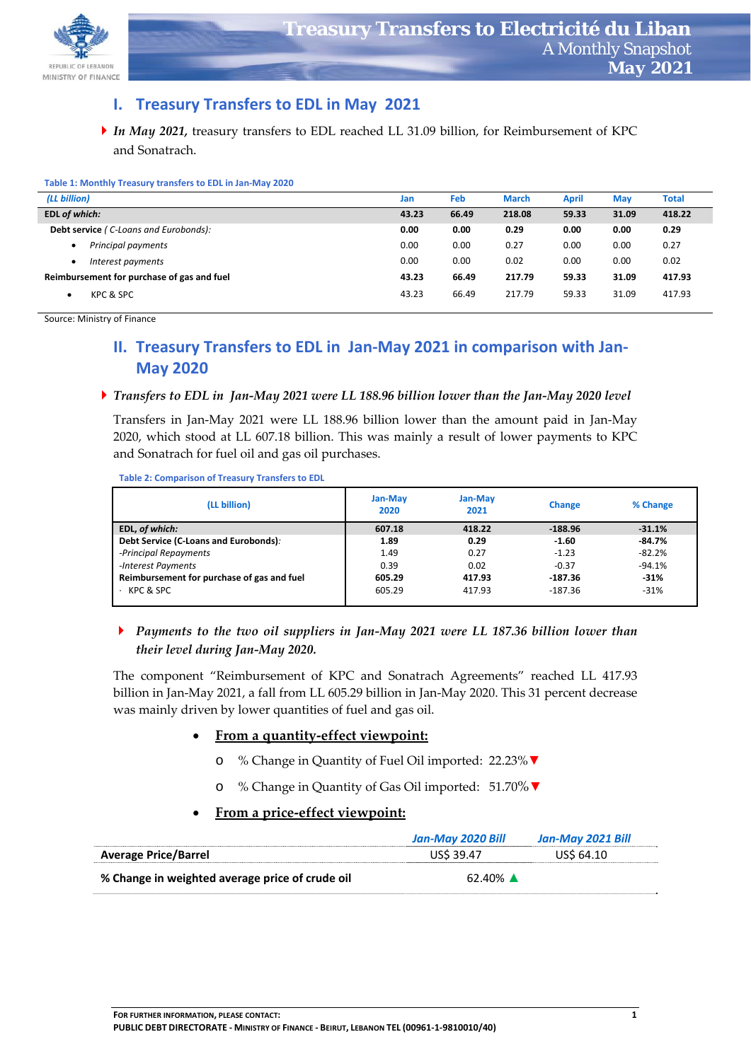# Treasury Transfers to Electricité du Liban

A Monthly Snapshot

**May 2021**

## I. Treasury Transfers to EDL in May 2021

- ***In May 2021,*** treasury transfers to EDL reached LL 31.09 billion, for Reimbursement of KPC and Sonatrach.

**Table 1: Monthly Treasury transfers to EDL in Jan-May 2020**

| *(LL billion)* | Jan | Feb | March | April | May | Total |
|---|---|---|---|---|---|---|
| **EDL *of which:*** | **43.23** | **66.49** | **218.08** | **59.33** | **31.09** | **418.22** |
| **Debt service** *( C-Loans and Eurobonds):* | **0.00** | **0.00** | **0.29** | **0.00** | **0.00** | **0.29** |
| • *Principal payments* | 0.00 | 0.00 | 0.27 | 0.00 | 0.00 | 0.27 |
| • *Interest payments* | 0.00 | 0.00 | 0.02 | 0.00 | 0.00 | 0.02 |
| **Reimbursement for purchase of gas and fuel** | **43.23** | **66.49** | **217.79** | **59.33** | **31.09** | **417.93** |
| • KPC & SPC | 43.23 | 66.49 | 217.79 | 59.33 | 31.09 | 417.93 |

Source: Ministry of Finance

## II. Treasury Transfers to EDL in Jan-May 2021 in comparison with Jan-May 2020

- ***Transfers to EDL in Jan-May 2021 were LL 188.96 billion lower than the Jan-May 2020 level***

Transfers in Jan-May 2021 were LL 188.96 billion lower than the amount paid in Jan-May 2020, which stood at LL 607.18 billion. This was mainly a result of lower payments to KPC and Sonatrach for fuel oil and gas oil purchases.

**Table 2: Comparison of Treasury Transfers to EDL**

| (LL billion) | Jan-May 2020 | Jan-May 2021 | Change | % Change |
|---|---|---|---|---|
| **EDL, *of which:*** | **607.18** | **418.22** | **-188.96** | **-31.1%** |
| **Debt Service (C-Loans and Eurobonds)***:* | **1.89** | **0.29** | **-1.60** | **-84.7%** |
| *-Principal Repayments* | 1.49 | 0.27 | -1.23 | -82.2% |
| *-Interest Payments* | 0.39 | 0.02 | -0.37 | -94.1% |
| **Reimbursement for purchase of gas and fuel** | **605.29** | **417.93** | **-187.36** | **-31%** |
| · KPC & SPC | 605.29 | 417.93 | -187.36 | -31% |

- ***Payments to the two oil suppliers in Jan-May 2021 were LL 187.36 billion lower than their level during Jan-May 2020.***

The component "Reimbursement of KPC and Sonatrach Agreements" reached LL 417.93 billion in Jan-May 2021, a fall from LL 605.29 billion in Jan-May 2020. This 31 percent decrease was mainly driven by lower quantities of fuel and gas oil.

- **From a quantity-effect viewpoint:**
  - % Change in Quantity of Fuel Oil imported: 22.23%▼
  - % Change in Quantity of Gas Oil imported: 51.70%▼
- **From a price-effect viewpoint:**

| | *Jan-May 2020 Bill* | *Jan-May 2021 Bill* |
|---|---|---|
| **Average Price/Barrel** | US$ 39.47 | US$ 64.10 |
| **% Change in weighted average price of crude oil** | 62.40% ▲ | |

**For further information, please contact:**
**PUBLIC DEBT DIRECTORATE - Ministry of Finance - Beirut, Lebanon TEL (00961-1-9810010/40)**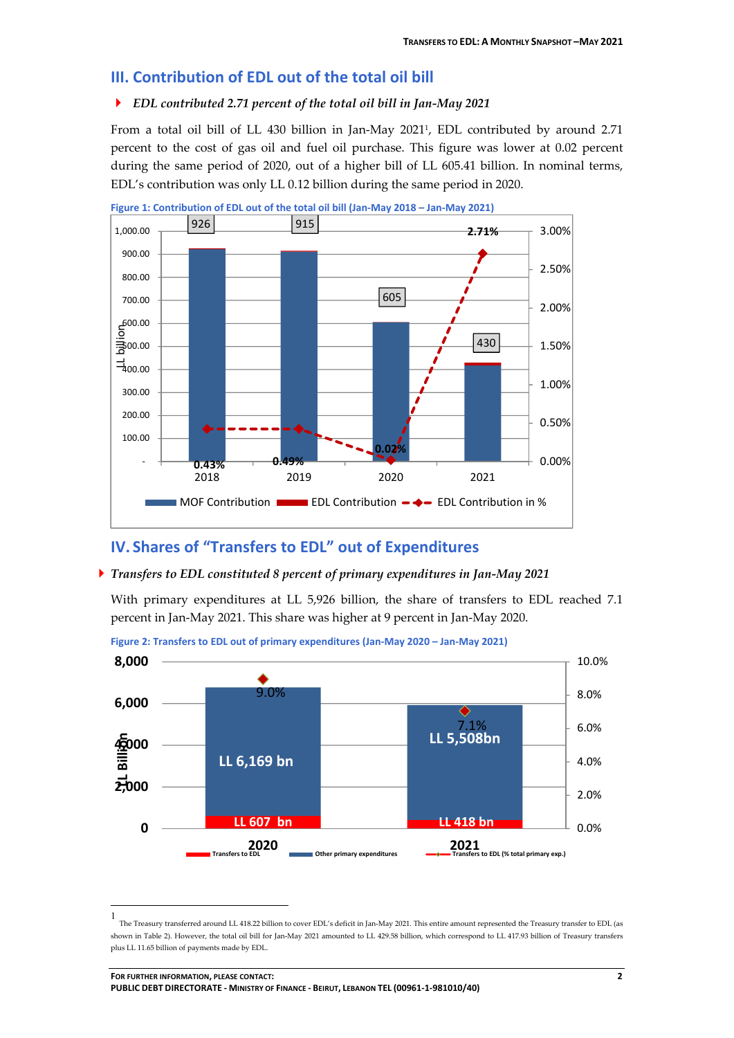## III. Contribution of EDL out of the total oil bill

- *EDL contributed 2.71 percent of the total oil bill in Jan-May 2021*

From a total oil bill of LL 430 billion in Jan-May 2021[1], EDL contributed by around 2.71 percent to the cost of gas oil and fuel oil purchase. This figure was lower at 0.02 percent during the same period of 2020, out of a higher bill of LL 605.41 billion. In nominal terms, EDL's contribution was only LL 0.12 billion during the same period in 2020.

Figure 1: Contribution of EDL out of the total oil bill (Jan-May 2018 – Jan-May 2021)

926
915
605
430
2.71%
0.43%
0.49%
0.02%
1,000.00
900.00
800.00
700.00
600.00
500.00
400.00
300.00
200.00
100.00
-
LL billion
3.00%
2.50%
2.00%
1.50%
1.00%
0.50%
0.00%
2018
2019
2020
2021
MOF Contribution
EDL Contribution
EDL Contribution in %

## IV. Shares of "Transfers to EDL" out of Expenditures

- *Transfers to EDL constituted 8 percent of primary expenditures in Jan-May 2021*

With primary expenditures at LL 5,926 billion, the share of transfers to EDL reached 7.1 percent in Jan-May 2021. This share was higher at 9 percent in Jan-May 2020.

Figure 2: Transfers to EDL out of primary expenditures (Jan-May 2020 – Jan-May 2021)

8,000
6,000
4,000
2,000
0
LL Billion
10.0%
8.0%
6.0%
4.0%
2.0%
0.0%
9.0%
LL 6,169 bn
LL 607 bn
7.1%
LL 5,508bn
LL 418 bn
2020
2021
Transfers to EDL
Other primary expenditures
Transfers to EDL (% total primary exp.)

---

[1] The Treasury transferred around LL 418.22 billion to cover EDL's deficit in Jan-May 2021. This entire amount represented the Treasury transfer to EDL (as shown in Table 2). However, the total oil bill for Jan-May 2021 amounted to LL 429.58 billion, which correspond to LL 417.93 billion of Treasury transfers plus LL 11.65 billion of payments made by EDL.

FOR FURTHER INFORMATION, PLEASE CONTACT:
PUBLIC DEBT DIRECTORATE - MINISTRY OF FINANCE - BEIRUT, LEBANON TEL (00961-1-981010/40)